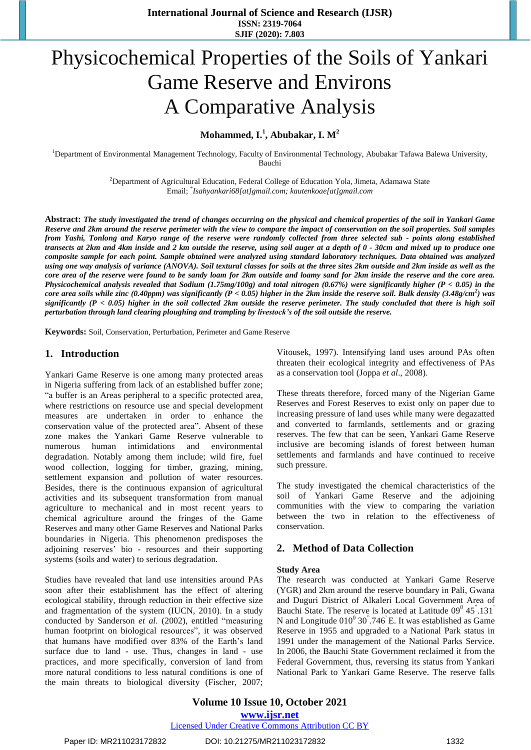# Physicochemical Properties of the Soils of Yankari Game Reserve and Environs A Comparative Analysis

**Mohammed, I.[1], Abubakar, I. M[2]**

[1]Department of Environmental Management Technology, Faculty of Environmental Technology, Abubakar Tafawa Balewa University, Bauchi

[2]Department of Agricultural Education, Federal College of Education Yola, Jimeta, Adamawa State
Email: *Isahyankari68[at]gmail.com; kautenkoae[at]gmail.com*

**Abstract:** ***The study investigated the trend of changes occurring on the physical and chemical properties of the soil in Yankari Game Reserve and 2km around the reserve perimeter with the view to compare the impact of conservation on the soil properties. Soil samples from Yashi, Tonlong and Karyo range of the reserve were randomly collected from three selected sub - points along established transects at 2km and 4km inside and 2 km outside the reserve, using soil auger at a depth of 0 - 30cm and mixed up to produce one composite sample for each point. Sample obtained were analyzed using standard laboratory techniques. Data obtained was analyzed using one way analysis of variance (ANOVA). Soil textural classes for soils at the three sites 2km outside and 2km inside as well as the core area of the reserve were found to be sandy loam for 2km outside and loamy sand for 2km inside the reserve and the core area. Physicochemical analysis revealed that Sodium (1.75mg/100g) and total nitrogen (0.67%) were significantly higher ($P < 0.05$) in the core area soils while zinc (0.40ppm) was significantly ($P < 0.05$) higher in the 2km inside the reserve soil. Bulk density (3.48g/cm$^2$) was significantly ($P < 0.05$) higher in the soil collected 2km outside the reserve perimeter. The study concluded that there is high soil perturbation through land clearing ploughing and trampling by livestock's of the soil outside the reserve.***

**Keywords:** Soil, Conservation, Perturbation, Perimeter and Game Reserve

## 1. Introduction

Yankari Game Reserve is one among many protected areas in Nigeria suffering from lack of an established buffer zone; "a buffer is an Areas peripheral to a specific protected area, where restrictions on resource use and special development measures are undertaken in order to enhance the conservation value of the protected area". Absent of these zone makes the Yankari Game Reserve vulnerable to numerous human intimidations and environmental degradation. Notably among them include; wild fire, fuel wood collection, logging for timber, grazing, mining, settlement expansion and pollution of water resources. Besides, there is the continuous expansion of agricultural activities and its subsequent transformation from manual agriculture to mechanical and in most recent years to chemical agriculture around the fringes of the Game Reserves and many other Game Reserves and National Parks boundaries in Nigeria. This phenomenon predisposes the adjoining reserves' bio - resources and their supporting systems (soils and water) to serious degradation.

Studies have revealed that land use intensities around PAs soon after their establishment has the effect of altering ecological stability, through reduction in their effective size and fragmentation of the system (IUCN, 2010). In a study conducted by Sanderson *et al*. (2002), entitled "measuring human footprint on biological resources", it was observed that humans have modified over 83% of the Earth's land surface due to land - use. Thus, changes in land - use practices, and more specifically, conversion of land from more natural conditions to less natural conditions is one of the main threats to biological diversity (Fischer, 2007; Vitousek, 1997). Intensifying land uses around PAs often threaten their ecological integrity and effectiveness of PAs as a conservation tool (Joppa *et al*., 2008).

These threats therefore, forced many of the Nigerian Game Reserves and Forest Reserves to exist only on paper due to increasing pressure of land uses while many were degazatted and converted to farmlands, settlements and or grazing reserves. The few that can be seen, Yankari Game Reserve inclusive are becoming islands of forest between human settlements and farmlands and have continued to receive such pressure.

The study investigated the chemical characteristics of the soil of Yankari Game Reserve and the adjoining communities with the view to comparing the variation between the two in relation to the effectiveness of conservation.

## 2. Method of Data Collection

### Study Area

The research was conducted at Yankari Game Reserve (YGR) and 2km around the reserve boundary in Pali, Gwana and Duguri District of Alkaleri Local Government Area of Bauchi State. The reserve is located at Latitude 09$^0$ 45$^{''}$.131$^{'}$ N and Longitude 010$^0$ 30$^{''}$.746$^{'}$ E. It was established as Game Reserve in 1955 and upgraded to a National Park status in 1991 under the management of the National Parks Service. In 2006, the Bauchi State Government reclaimed it from the Federal Government, thus, reversing its status from Yankari National Park to Yankari Game Reserve. The reserve falls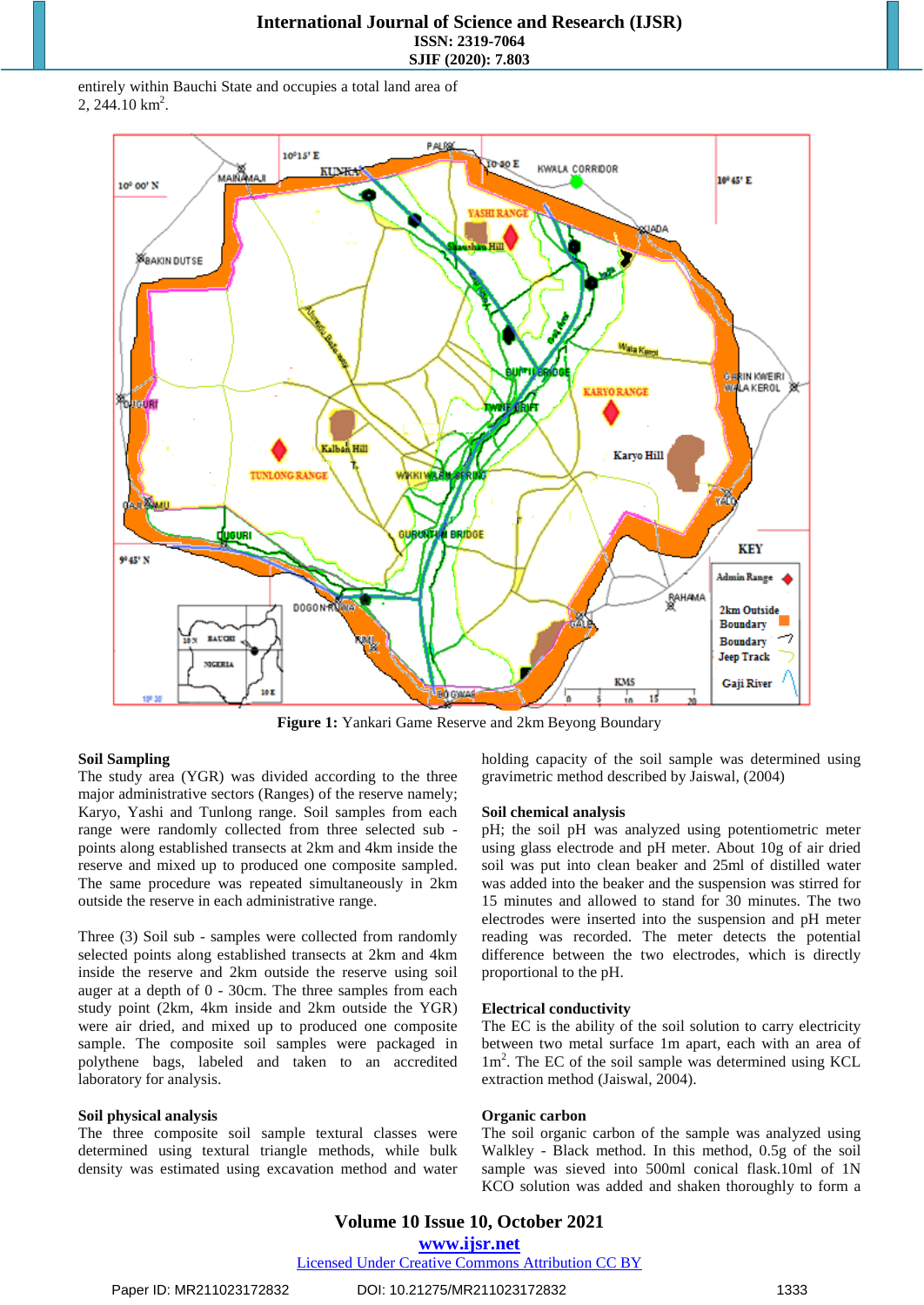entirely within Bauchi State and occupies a total land area of 2, 244.10 $km^2$.

Figure 1: Yankari Game Reserve and 2km Beyong Boundary

**Soil Sampling**

The study area (YGR) was divided according to the three major administrative sectors (Ranges) of the reserve namely; Karyo, Yashi and Tunlong range. Soil samples from each range were randomly collected from three selected sub - points along established transects at 2km and 4km inside the reserve and mixed up to produced one composite sampled. The same procedure was repeated simultaneously in 2km outside the reserve in each administrative range.

Three (3) Soil sub - samples were collected from randomly selected points along established transects at 2km and 4km inside the reserve and 2km outside the reserve using soil auger at a depth of 0 - 30cm. The three samples from each study point (2km, 4km inside and 2km outside the YGR) were air dried, and mixed up to produced one composite sample. The composite soil samples were packaged in polythene bags, labeled and taken to an accredited laboratory for analysis.

**Soil physical analysis**

The three composite soil sample textural classes were determined using textural triangle methods, while bulk density was estimated using excavation method and water holding capacity of the soil sample was determined using gravimetric method described by Jaiswal, (2004)

**Soil chemical analysis**

pH; the soil pH was analyzed using potentiometric meter using glass electrode and pH meter. About 10g of air dried soil was put into clean beaker and 25ml of distilled water was added into the beaker and the suspension was stirred for 15 minutes and allowed to stand for 30 minutes. The two electrodes were inserted into the suspension and pH meter reading was recorded. The meter detects the potential difference between the two electrodes, which is directly proportional to the pH.

**Electrical conductivity**

The EC is the ability of the soil solution to carry electricity between two metal surface 1m apart, each with an area of $1m^2$. The EC of the soil sample was determined using KCL extraction method (Jaiswal, 2004).

**Organic carbon**

The soil organic carbon of the sample was analyzed using Walkley - Black method. In this method, 0.5g of the soil sample was sieved into 500ml conical flask.10ml of 1N KCO solution was added and shaken thoroughly to form a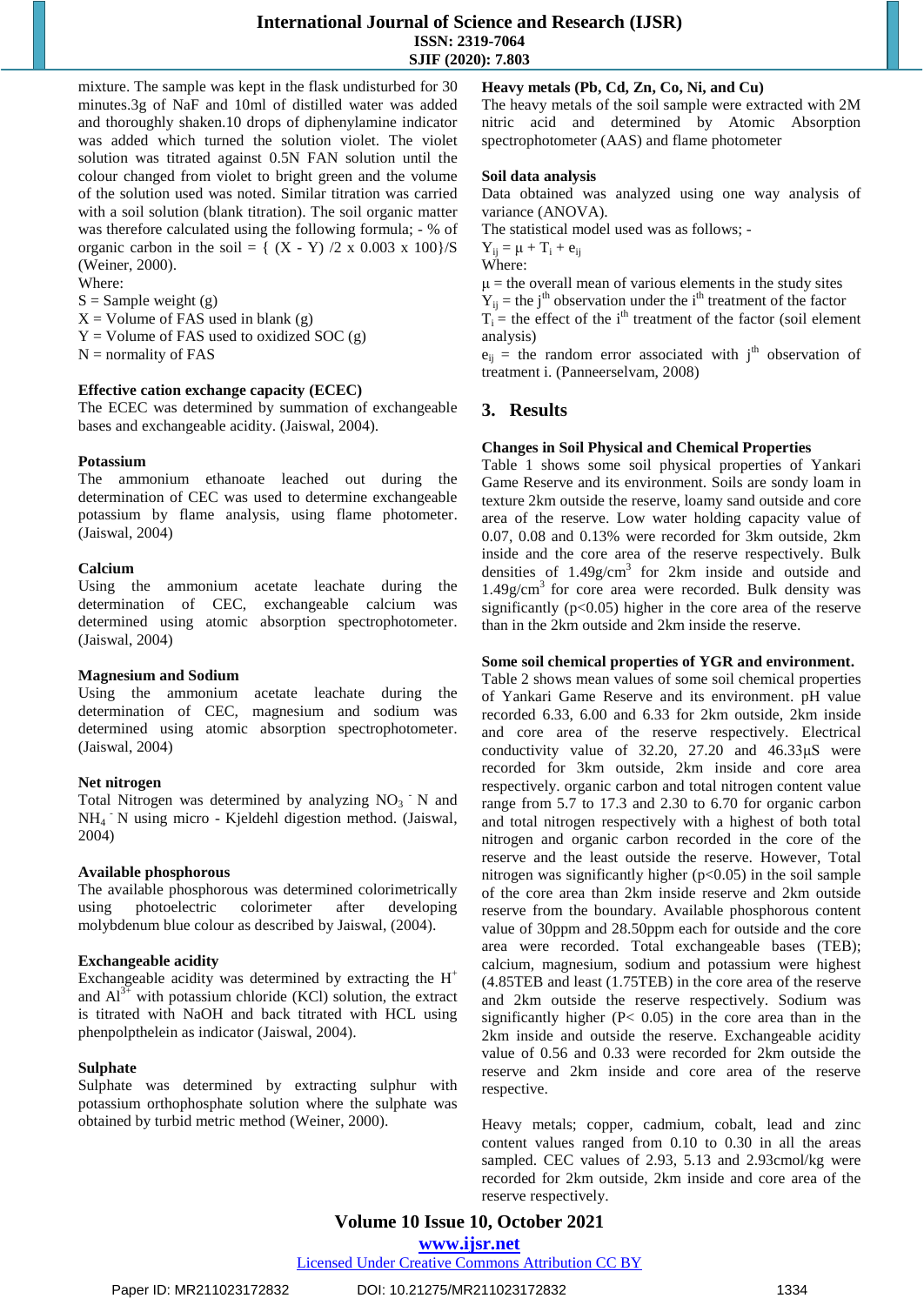mixture. The sample was kept in the flask undisturbed for 30 minutes.3g of NaF and 10ml of distilled water was added and thoroughly shaken.10 drops of diphenylamine indicator was added which turned the solution violet. The violet solution was titrated against 0.5N FAN solution until the colour changed from violet to bright green and the volume of the solution used was noted. Similar titration was carried with a soil solution (blank titration). The soil organic matter was therefore calculated using the following formula; - % of organic carbon in the soil = { (X - Y) /2 x 0.003 x 100}/S (Weiner, 2000).

Where:

S = Sample weight (g)

X = Volume of FAS used in blank (g)

Y = Volume of FAS used to oxidized SOC (g)

N = normality of FAS

**Effective cation exchange capacity (ECEC)**

The ECEC was determined by summation of exchangeable bases and exchangeable acidity. (Jaiswal, 2004).

**Potassium**

The ammonium ethanoate leached out during the determination of CEC was used to determine exchangeable potassium by flame analysis, using flame photometer. (Jaiswal, 2004)

**Calcium**

Using the ammonium acetate leachate during the determination of CEC, exchangeable calcium was determined using atomic absorption spectrophotometer. (Jaiswal, 2004)

**Magnesium and Sodium**

Using the ammonium acetate leachate during the determination of CEC, magnesium and sodium was determined using atomic absorption spectrophotometer. (Jaiswal, 2004)

**Net nitrogen**

Total Nitrogen was determined by analyzing $NO_3^-$ N and $NH_4^-$ N using micro - Kjeldehl digestion method. (Jaiswal, 2004)

**Available phosphorous**

The available phosphorous was determined colorimetrically using photoelectric colorimeter after developing molybdenum blue colour as described by Jaiswal, (2004).

**Exchangeable acidity**

Exchangeable acidity was determined by extracting the $H^+$ and $Al^{3+}$ with potassium chloride (KCl) solution, the extract is titrated with NaOH and back titrated with HCL using phenpolpthelein as indicator (Jaiswal, 2004).

**Sulphate**

Sulphate was determined by extracting sulphur with potassium orthophosphate solution where the sulphate was obtained by turbid metric method (Weiner, 2000).

**Heavy metals (Pb, Cd, Zn, Co, Ni, and Cu)**

The heavy metals of the soil sample were extracted with 2M nitric acid and determined by Atomic Absorption spectrophotometer (AAS) and flame photometer

**Soil data analysis**

Data obtained was analyzed using one way analysis of variance (ANOVA).

The statistical model used was as follows; -

$Y_{ij} = \mu + T_i + e_{ij}$

Where:

$\mu$ = the overall mean of various elements in the study sites

$Y_{ij}$ = the $j^{th}$ observation under the $i^{th}$ treatment of the factor

$T_i$ = the effect of the $i^{th}$ treatment of the factor (soil element analysis)

$e_{ij}$ = the random error associated with $j^{th}$ observation of treatment i. (Panneerselvam, 2008)

## 3. Results

**Changes in Soil Physical and Chemical Properties**

Table 1 shows some soil physical properties of Yankari Game Reserve and its environment. Soils are sondy loam in texture 2km outside the reserve, loamy sand outside and core area of the reserve. Low water holding capacity value of 0.07, 0.08 and 0.13% were recorded for 3km outside, 2km inside and the core area of the reserve respectively. Bulk densities of 1.49g/cm$^3$ for 2km inside and outside and 1.49g/cm$^3$ for core area were recorded. Bulk density was significantly (p<0.05) higher in the core area of the reserve than in the 2km outside and 2km inside the reserve.

**Some soil chemical properties of YGR and environment.**

Table 2 shows mean values of some soil chemical properties of Yankari Game Reserve and its environment. pH value recorded 6.33, 6.00 and 6.33 for 2km outside, 2km inside and core area of the reserve respectively. Electrical conductivity value of 32.20, 27.20 and 46.33µS were recorded for 3km outside, 2km inside and core area respectively. organic carbon and total nitrogen content value range from 5.7 to 17.3 and 2.30 to 6.70 for organic carbon and total nitrogen respectively with a highest of both total nitrogen and organic carbon recorded in the core of the reserve and the least outside the reserve. However, Total nitrogen was significantly higher (p<0.05) in the soil sample of the core area than 2km inside reserve and 2km outside reserve from the boundary. Available phosphorous content value of 30ppm and 28.50ppm each for outside and the core area were recorded. Total exchangeable bases (TEB); calcium, magnesium, sodium and potassium were highest (4.85TEB and least (1.75TEB) in the core area of the reserve and 2km outside the reserve respectively. Sodium was significantly higher (P< 0.05) in the core area than in the 2km inside and outside the reserve. Exchangeable acidity value of 0.56 and 0.33 were recorded for 2km outside the reserve and 2km inside and core area of the reserve respective.

Heavy metals; copper, cadmium, cobalt, lead and zinc content values ranged from 0.10 to 0.30 in all the areas sampled. CEC values of 2.93, 5.13 and 2.93cmol/kg were recorded for 2km outside, 2km inside and core area of the reserve respectively.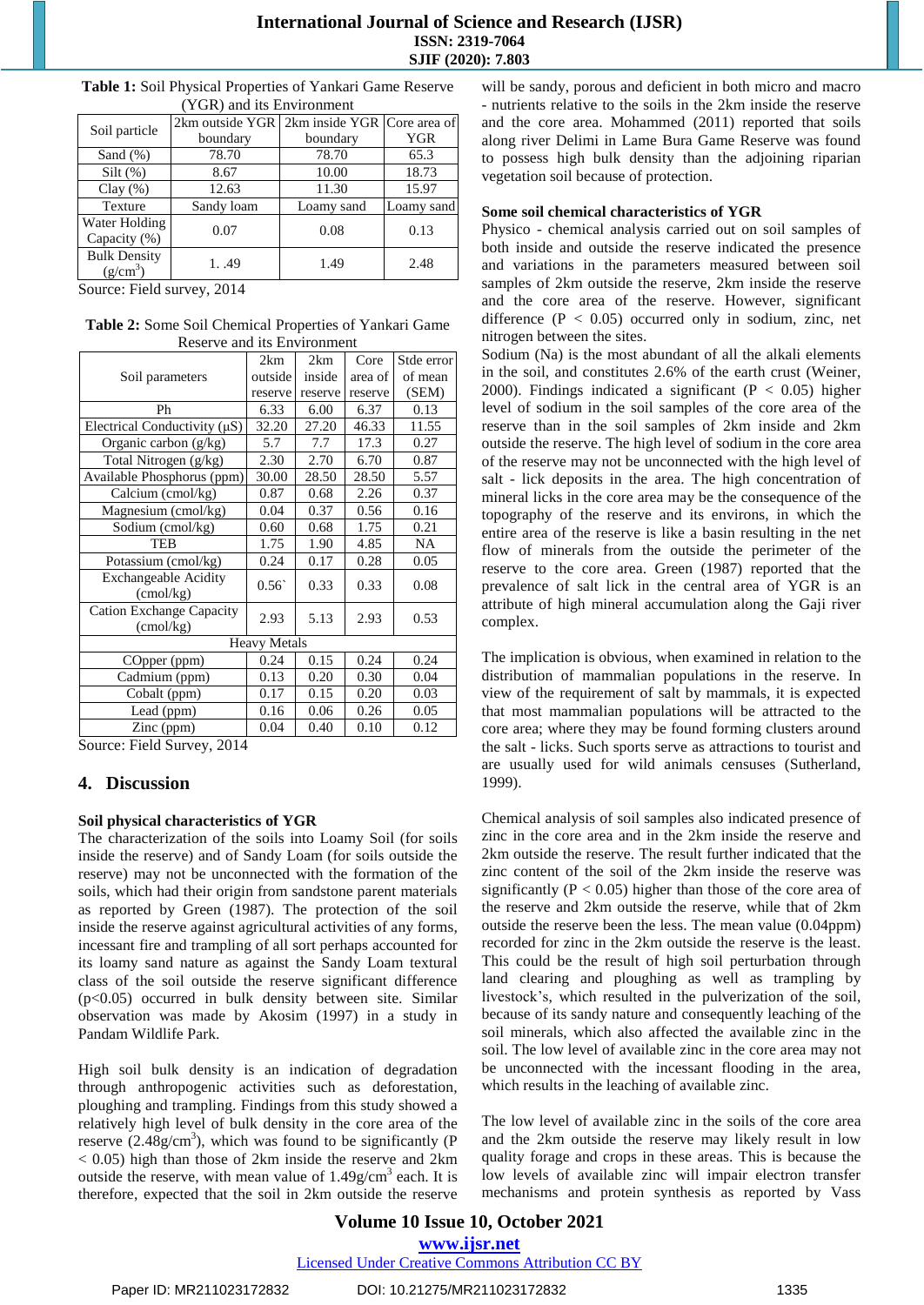**Table 1:** Soil Physical Properties of Yankari Game Reserve (YGR) and its Environment

| Soil particle | 2km outside YGR boundary | 2km inside YGR boundary | Core area of YGR |
|---|---|---|---|
| Sand (%) | 78.70 | 78.70 | 65.3 |
| Silt (%) | 8.67 | 10.00 | 18.73 |
| Clay (%) | 12.63 | 11.30 | 15.97 |
| Texture | Sandy loam | Loamy sand | Loamy sand |
| Water Holding Capacity (%) | 0.07 | 0.08 | 0.13 |
| Bulk Density ($g/cm^3$) | 1. .49 | 1.49 | 2.48 |

Source: Field survey, 2014

**Table 2:** Some Soil Chemical Properties of Yankari Game Reserve and its Environment

| Soil parameters | 2km outside reserve | 2km inside reserve | Core area of reserve | Stde error of mean (SEM) |
|---|---|---|---|---|
| Ph | 6.33 | 6.00 | 6.37 | 0.13 |
| Electrical Conductivity (µS) | 32.20 | 27.20 | 46.33 | 11.55 |
| Organic carbon (g/kg) | 5.7 | 7.7 | 17.3 | 0.27 |
| Total Nitrogen (g/kg) | 2.30 | 2.70 | 6.70 | 0.87 |
| Available Phosphorus (ppm) | 30.00 | 28.50 | 28.50 | 5.57 |
| Calcium (cmol/kg) | 0.87 | 0.68 | 2.26 | 0.37 |
| Magnesium (cmol/kg) | 0.04 | 0.37 | 0.56 | 0.16 |
| Sodium (cmol/kg) | 0.60 | 0.68 | 1.75 | 0.21 |
| TEB | 1.75 | 1.90 | 4.85 | NA |
| Potassium (cmol/kg) | 0.24 | 0.17 | 0.28 | 0.05 |
| Exchangeable Acidity (cmol/kg) | 0.56` | 0.33 | 0.33 | 0.08 |
| Cation Exchange Capacity (cmol/kg) | 2.93 | 5.13 | 2.93 | 0.53 |
| Heavy Metals | | | | |
| COpper (ppm) | 0.24 | 0.15 | 0.24 | 0.24 |
| Cadmium (ppm) | 0.13 | 0.20 | 0.30 | 0.04 |
| Cobalt (ppm) | 0.17 | 0.15 | 0.20 | 0.03 |
| Lead (ppm) | 0.16 | 0.06 | 0.26 | 0.05 |
| Zinc (ppm) | 0.04 | 0.40 | 0.10 | 0.12 |

Source: Field Survey, 2014

## 4. Discussion

**Soil physical characteristics of YGR**

The characterization of the soils into Loamy Soil (for soils inside the reserve) and of Sandy Loam (for soils outside the reserve) may not be unconnected with the formation of the soils, which had their origin from sandstone parent materials as reported by Green (1987). The protection of the soil inside the reserve against agricultural activities of any forms, incessant fire and trampling of all sort perhaps accounted for its loamy sand nature as against the Sandy Loam textural class of the soil outside the reserve significant difference ($p<0.05$) occurred in bulk density between site. Similar observation was made by Akosim (1997) in a study in Pandam Wildlife Park.

High soil bulk density is an indication of degradation through anthropogenic activities such as deforestation, ploughing and trampling. Findings from this study showed a relatively high level of bulk density in the core area of the reserve ($2.48g/cm^3$), which was found to be significantly ($P < 0.05$) high than those of 2km inside the reserve and 2km outside the reserve, with mean value of $1.49g/cm^3$ each. It is therefore, expected that the soil in 2km outside the reserve will be sandy, porous and deficient in both micro and macro - nutrients relative to the soils in the 2km inside the reserve and the core area. Mohammed (2011) reported that soils along river Delimi in Lame Bura Game Reserve was found to possess high bulk density than the adjoining riparian vegetation soil because of protection.

**Some soil chemical characteristics of YGR**

Physico - chemical analysis carried out on soil samples of both inside and outside the reserve indicated the presence and variations in the parameters measured between soil samples of 2km outside the reserve, 2km inside the reserve and the core area of the reserve. However, significant difference ($P < 0.05$) occurred only in sodium, zinc, net nitrogen between the sites.

Sodium (Na) is the most abundant of all the alkali elements in the soil, and constitutes 2.6% of the earth crust (Weiner, 2000). Findings indicated a significant ($P < 0.05$) higher level of sodium in the soil samples of the core area of the reserve than in the soil samples of 2km inside and 2km outside the reserve. The high level of sodium in the core area of the reserve may not be unconnected with the high level of salt - lick deposits in the area. The high concentration of mineral licks in the core area may be the consequence of the topography of the reserve and its environs, in which the entire area of the reserve is like a basin resulting in the net flow of minerals from the outside the perimeter of the reserve to the core area. Green (1987) reported that the prevalence of salt lick in the central area of YGR is an attribute of high mineral accumulation along the Gaji river complex.

The implication is obvious, when examined in relation to the distribution of mammalian populations in the reserve. In view of the requirement of salt by mammals, it is expected that most mammalian populations will be attracted to the core area; where they may be found forming clusters around the salt - licks. Such sports serve as attractions to tourist and are usually used for wild animals censuses (Sutherland, 1999).

Chemical analysis of soil samples also indicated presence of zinc in the core area and in the 2km inside the reserve and 2km outside the reserve. The result further indicated that the zinc content of the soil of the 2km inside the reserve was significantly ($P < 0.05$) higher than those of the core area of the reserve and 2km outside the reserve, while that of 2km outside the reserve been the less. The mean value (0.04ppm) recorded for zinc in the 2km outside the reserve is the least. This could be the result of high soil perturbation through land clearing and ploughing as well as trampling by livestock's, which resulted in the pulverization of the soil, because of its sandy nature and consequently leaching of the soil minerals, which also affected the available zinc in the soil. The low level of available zinc in the core area may not be unconnected with the incessant flooding in the area, which results in the leaching of available zinc.

The low level of available zinc in the soils of the core area and the 2km outside the reserve may likely result in low quality forage and crops in these areas. This is because the low levels of available zinc will impair electron transfer mechanisms and protein synthesis as reported by Vass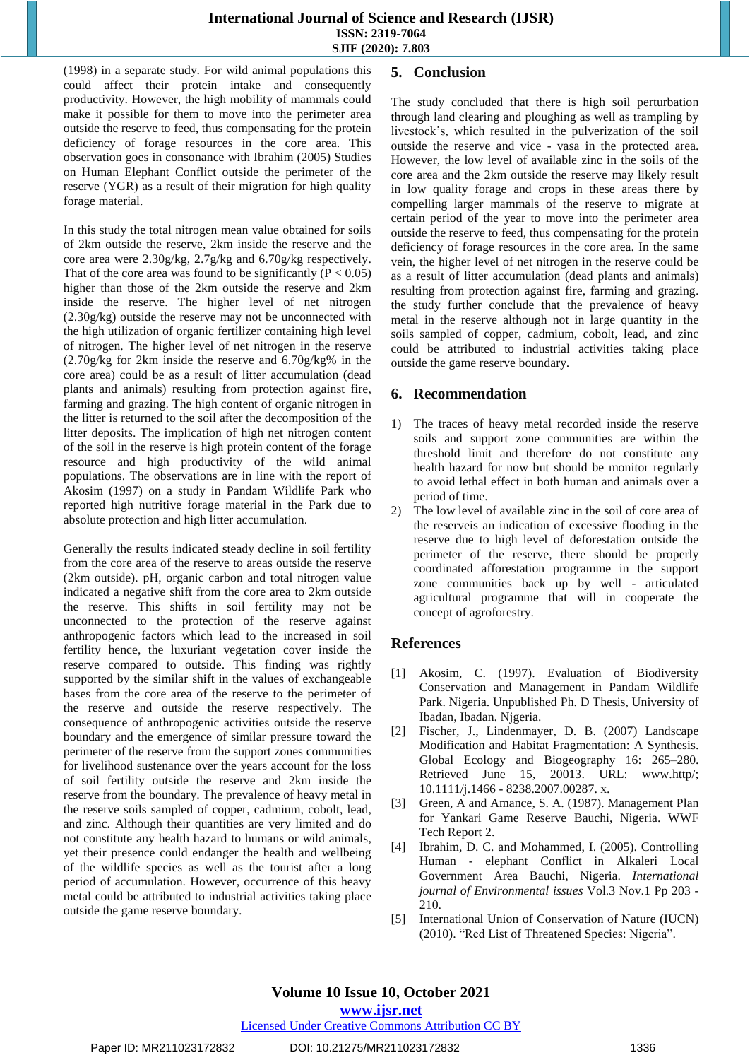(1998) in a separate study. For wild animal populations this could affect their protein intake and consequently productivity. However, the high mobility of mammals could make it possible for them to move into the perimeter area outside the reserve to feed, thus compensating for the protein deficiency of forage resources in the core area. This observation goes in consonance with Ibrahim (2005) Studies on Human Elephant Conflict outside the perimeter of the reserve (YGR) as a result of their migration for high quality forage material.

In this study the total nitrogen mean value obtained for soils of 2km outside the reserve, 2km inside the reserve and the core area were 2.30g/kg, 2.7g/kg and 6.70g/kg respectively. That of the core area was found to be significantly ($P < 0.05$) higher than those of the 2km outside the reserve and 2km inside the reserve. The higher level of net nitrogen (2.30g/kg) outside the reserve may not be unconnected with the high utilization of organic fertilizer containing high level of nitrogen. The higher level of net nitrogen in the reserve (2.70g/kg for 2km inside the reserve and 6.70g/kg% in the core area) could be as a result of litter accumulation (dead plants and animals) resulting from protection against fire, farming and grazing. The high content of organic nitrogen in the litter is returned to the soil after the decomposition of the litter deposits. The implication of high net nitrogen content of the soil in the reserve is high protein content of the forage resource and high productivity of the wild animal populations. The observations are in line with the report of Akosim (1997) on a study in Pandam Wildlife Park who reported high nutritive forage material in the Park due to absolute protection and high litter accumulation.

Generally the results indicated steady decline in soil fertility from the core area of the reserve to areas outside the reserve (2km outside). pH, organic carbon and total nitrogen value indicated a negative shift from the core area to 2km outside the reserve. This shifts in soil fertility may not be unconnected to the protection of the reserve against anthropogenic factors which lead to the increased in soil fertility hence, the luxuriant vegetation cover inside the reserve compared to outside. This finding was rightly supported by the similar shift in the values of exchangeable bases from the core area of the reserve to the perimeter of the reserve and outside the reserve respectively. The consequence of anthropogenic activities outside the reserve boundary and the emergence of similar pressure toward the perimeter of the reserve from the support zones communities for livelihood sustenance over the years account for the loss of soil fertility outside the reserve and 2km inside the reserve from the boundary. The prevalence of heavy metal in the reserve soils sampled of copper, cadmium, cobolt, lead, and zinc. Although their quantities are very limited and do not constitute any health hazard to humans or wild animals, yet their presence could endanger the health and wellbeing of the wildlife species as well as the tourist after a long period of accumulation. However, occurrence of this heavy metal could be attributed to industrial activities taking place outside the game reserve boundary.

## 5. Conclusion

The study concluded that there is high soil perturbation through land clearing and ploughing as well as trampling by livestock's, which resulted in the pulverization of the soil outside the reserve and vice - vasa in the protected area. However, the low level of available zinc in the soils of the core area and the 2km outside the reserve may likely result in low quality forage and crops in these areas there by compelling larger mammals of the reserve to migrate at certain period of the year to move into the perimeter area outside the reserve to feed, thus compensating for the protein deficiency of forage resources in the core area. In the same vein, the higher level of net nitrogen in the reserve could be as a result of litter accumulation (dead plants and animals) resulting from protection against fire, farming and grazing. the study further conclude that the prevalence of heavy metal in the reserve although not in large quantity in the soils sampled of copper, cadmium, cobolt, lead, and zinc could be attributed to industrial activities taking place outside the game reserve boundary.

## 6. Recommendation

1) The traces of heavy metal recorded inside the reserve soils and support zone communities are within the threshold limit and therefore do not constitute any health hazard for now but should be monitor regularly to avoid lethal effect in both human and animals over a period of time.
2) The low level of available zinc in the soil of core area of the reserveis an indication of excessive flooding in the reserve due to high level of deforestation outside the perimeter of the reserve, there should be properly coordinated afforestation programme in the support zone communities back up by well - articulated agricultural programme that will in cooperate the concept of agroforestry.

## References

[1] Akosim, C. (1997). Evaluation of Biodiversity Conservation and Management in Pandam Wildlife Park. Nigeria. Unpublished Ph. D Thesis, University of Ibadan, Ibadan. Njgeria.

[2] Fischer, J., Lindenmayer, D. B. (2007) Landscape Modification and Habitat Fragmentation: A Synthesis. Global Ecology and Biogeography 16: 265–280. Retrieved June 15, 20013. URL: www.http/; 10.1111/j.1466 - 8238.2007.00287. x.

[3] Green, A and Amance, S. A. (1987). Management Plan for Yankari Game Reserve Bauchi, Nigeria. WWF Tech Report 2.

[4] Ibrahim, D. C. and Mohammed, I. (2005). Controlling Human - elephant Conflict in Alkaleri Local Government Area Bauchi, Nigeria. *International journal of Environmental issues* Vol.3 Nov.1 Pp 203 - 210.

[5] International Union of Conservation of Nature (IUCN) (2010). "Red List of Threatened Species: Nigeria".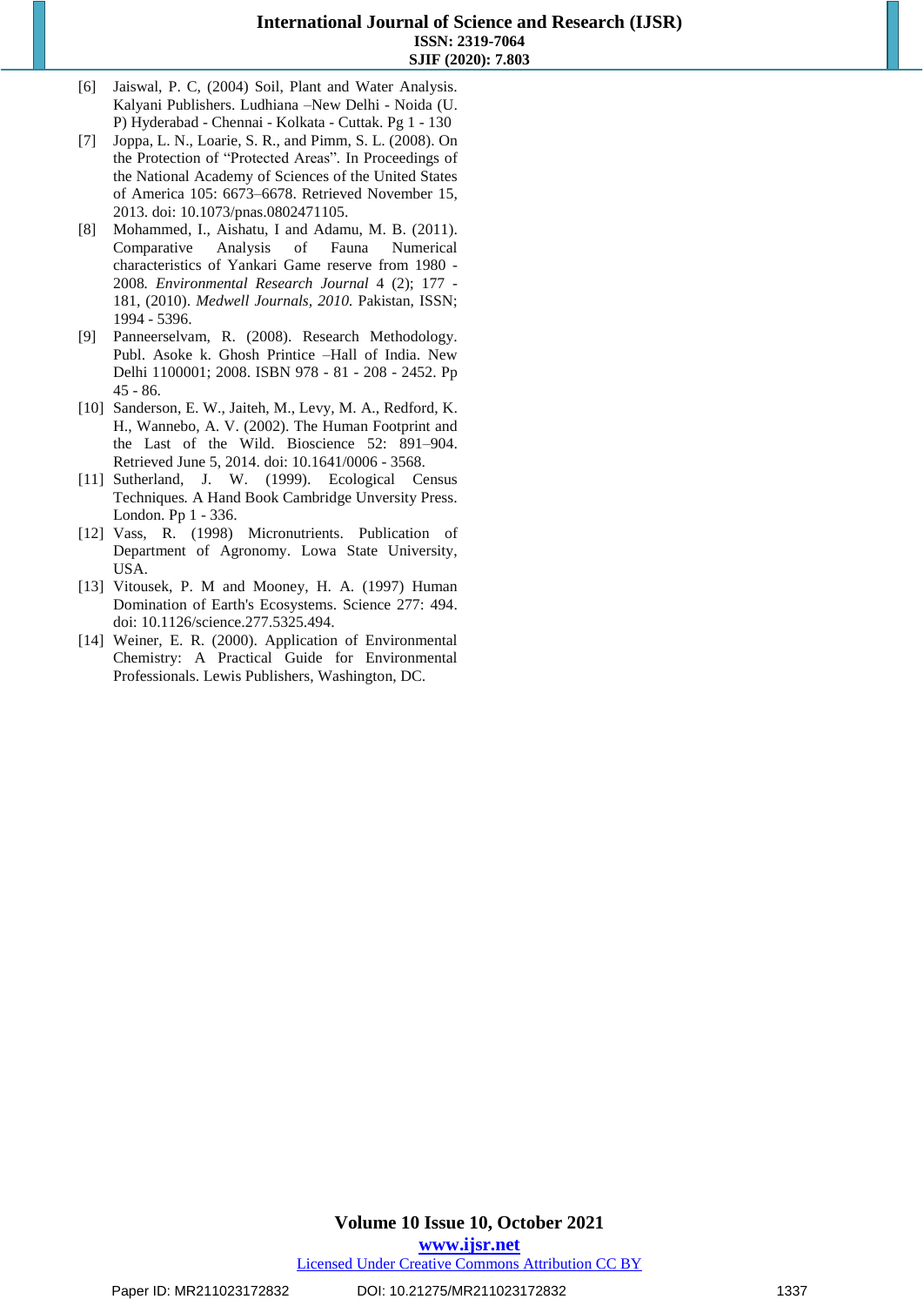[6] Jaiswal, P. C, (2004) Soil, Plant and Water Analysis. Kalyani Publishers. Ludhiana –New Delhi - Noida (U. P) Hyderabad - Chennai - Kolkata - Cuttak. Pg 1 - 130

[7] Joppa, L. N., Loarie, S. R., and Pimm, S. L. (2008). On the Protection of "Protected Areas". In Proceedings of the National Academy of Sciences of the United States of America 105: 6673–6678. Retrieved November 15, 2013. doi: 10.1073/pnas.0802471105.

[8] Mohammed, I., Aishatu, I and Adamu, M. B. (2011). Comparative Analysis of Fauna Numerical characteristics of Yankari Game reserve from 1980 - 2008*. Environmental Research Journal* 4 (2); 177 - 181, (2010). *Medwell Journals, 2010.* Pakistan, ISSN; 1994 - 5396.

[9] Panneerselvam, R. (2008). Research Methodology. Publ. Asoke k. Ghosh Printice –Hall of India. New Delhi 1100001; 2008. ISBN 978 - 81 - 208 - 2452. Pp 45 - 86.

[10] Sanderson, E. W., Jaiteh, M., Levy, M. A., Redford, K. H., Wannebo, A. V. (2002). The Human Footprint and the Last of the Wild. Bioscience 52: 891–904. Retrieved June 5, 2014. doi: 10.1641/0006 - 3568.

[11] Sutherland, J. W. (1999). Ecological Census Techniques. A Hand Book Cambridge Unversity Press. London. Pp 1 - 336.

[12] Vass, R. (1998) Micronutrients. Publication of Department of Agronomy. Lowa State University, USA.

[13] Vitousek, P. M and Mooney, H. A. (1997) Human Domination of Earth's Ecosystems. Science 277: 494. doi: 10.1126/science.277.5325.494.

[14] Weiner, E. R. (2000). Application of Environmental Chemistry: A Practical Guide for Environmental Professionals. Lewis Publishers, Washington, DC.